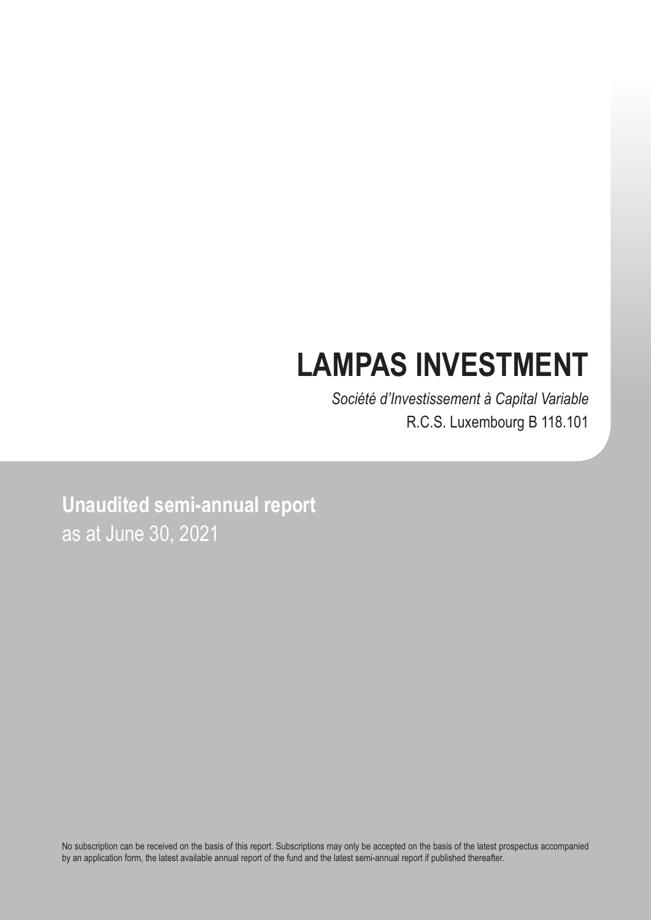# LAMPAS INVESTMENT

*Société d'Investissement à Capital Variable*

R.C.S. Luxembourg B 118.101

**Unaudited semi-annual report**

as at June 30, 2021

No subscription can be received on the basis of this report. Subscriptions may only be accepted on the basis of the latest prospectus accompanied by an application form, the latest available annual report of the fund and the latest semi-annual report if published thereafter.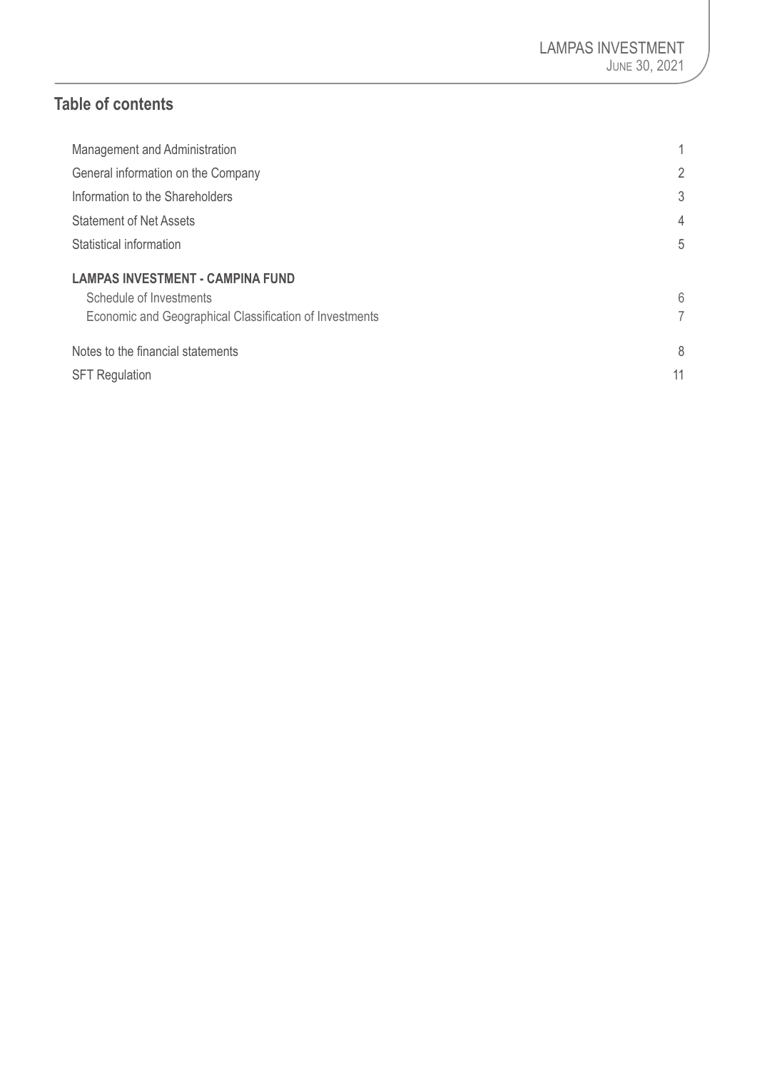## Table of contents

| | |
|---|---|
| Management and Administration | 1 |
| General information on the Company | 2 |
| Information to the Shareholders | 3 |
| Statement of Net Assets | 4 |
| Statistical information | 5 |
| **LAMPAS INVESTMENT - CAMPINA FUND** | |
| Schedule of Investments | 6 |
| Economic and Geographical Classification of Investments | 7 |
| Notes to the financial statements | 8 |
| SFT Regulation | 11 |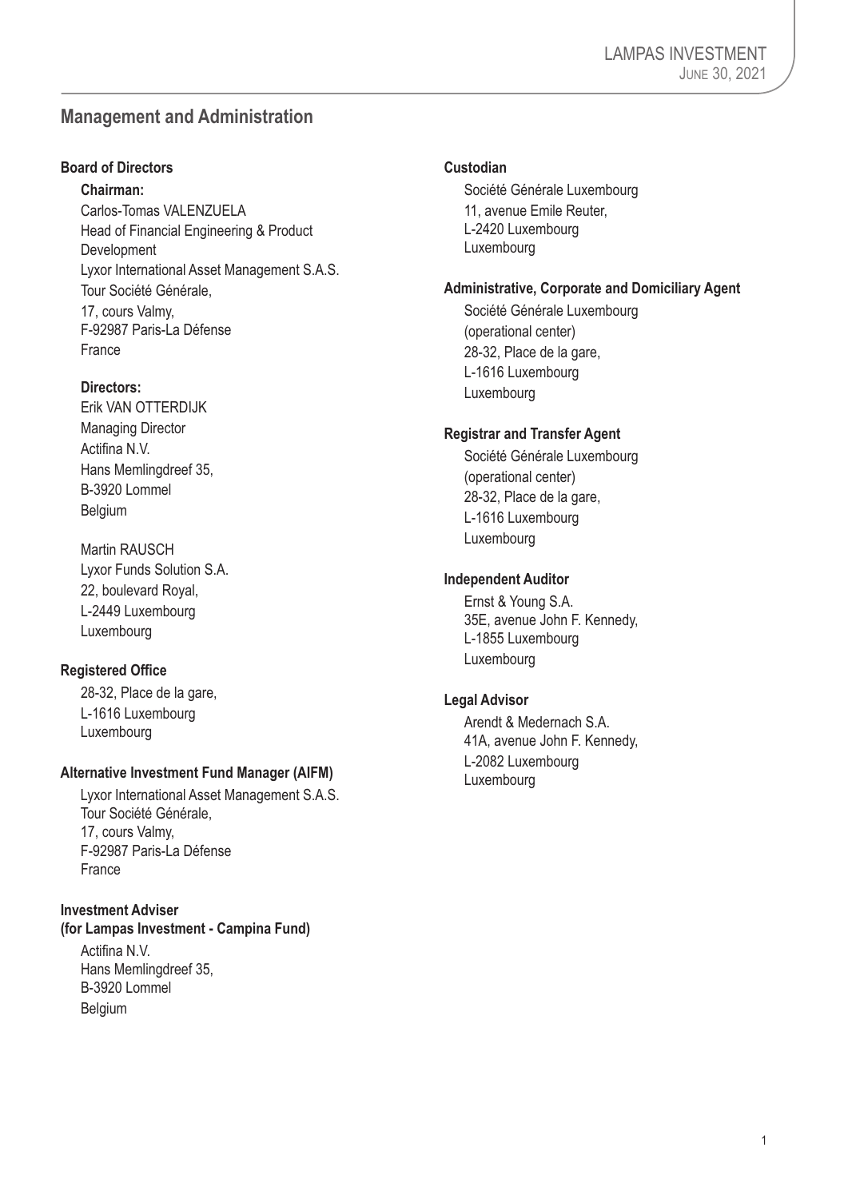## Management and Administration

### Board of Directors

**Chairman:**

Carlos-Tomas VALENZUELA
Head of Financial Engineering & Product Development
Lyxor International Asset Management S.A.S.
Tour Société Générale,
17, cours Valmy,
F-92987 Paris-La Défense
France

**Directors:**

Erik VAN OTTERDIJK
Managing Director
Actifina N.V.
Hans Memlingdreef 35,
B-3920 Lommel
Belgium

Martin RAUSCH
Lyxor Funds Solution S.A.
22, boulevard Royal,
L-2449 Luxembourg
Luxembourg

### Registered Office

28-32, Place de la gare,
L-1616 Luxembourg
Luxembourg

### Alternative Investment Fund Manager (AIFM)

Lyxor International Asset Management S.A.S.
Tour Société Générale,
17, cours Valmy,
F-92987 Paris-La Défense
France

### Investment Adviser (for Lampas Investment - Campina Fund)

Actifina N.V.
Hans Memlingdreef 35,
B-3920 Lommel
Belgium

### Custodian

Société Générale Luxembourg
11, avenue Emile Reuter,
L-2420 Luxembourg
Luxembourg

### Administrative, Corporate and Domiciliary Agent

Société Générale Luxembourg
(operational center)
28-32, Place de la gare,
L-1616 Luxembourg
Luxembourg

### Registrar and Transfer Agent

Société Générale Luxembourg
(operational center)
28-32, Place de la gare,
L-1616 Luxembourg
Luxembourg

### Independent Auditor

Ernst & Young S.A.
35E, avenue John F. Kennedy,
L-1855 Luxembourg
Luxembourg

### Legal Advisor

Arendt & Medernach S.A.
41A, avenue John F. Kennedy,
L-2082 Luxembourg
Luxembourg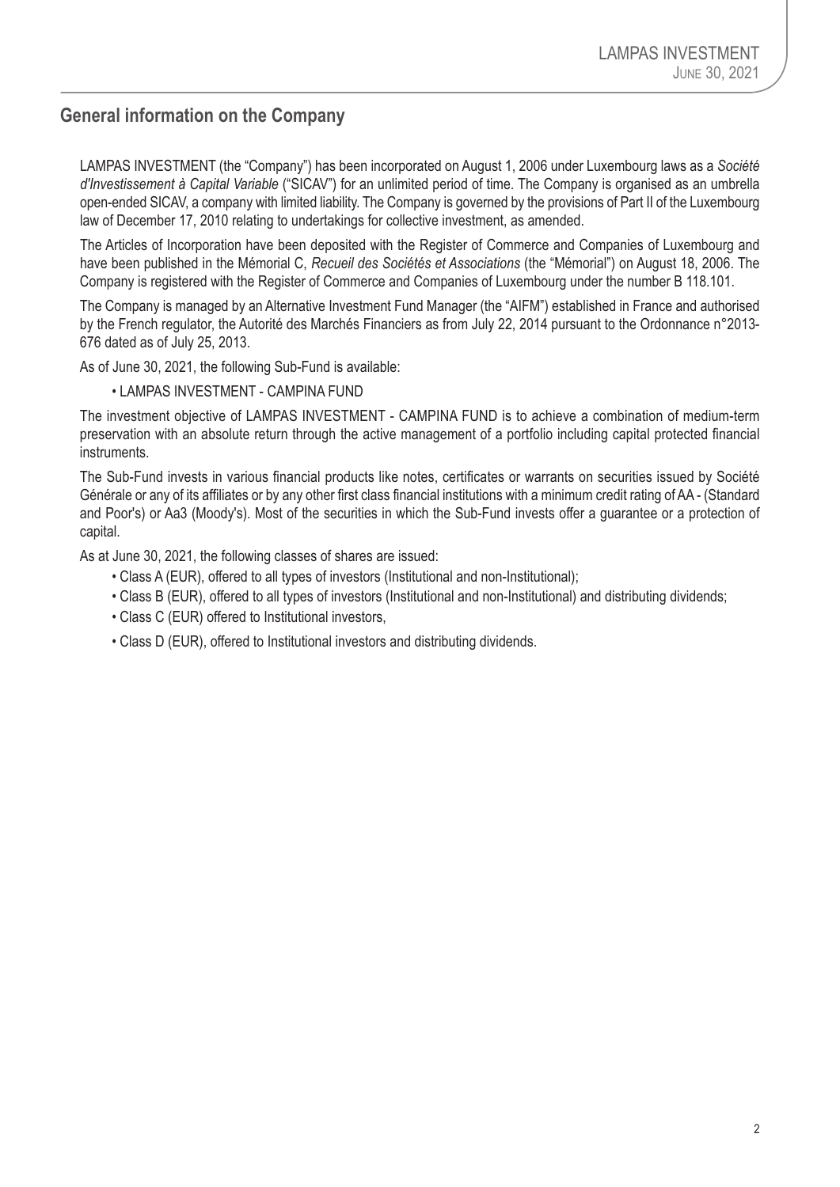## General information on the Company

LAMPAS INVESTMENT (the "Company") has been incorporated on August 1, 2006 under Luxembourg laws as a *Société d'Investissement à Capital Variable* ("SICAV") for an unlimited period of time. The Company is organised as an umbrella open-ended SICAV, a company with limited liability. The Company is governed by the provisions of Part II of the Luxembourg law of December 17, 2010 relating to undertakings for collective investment, as amended.

The Articles of Incorporation have been deposited with the Register of Commerce and Companies of Luxembourg and have been published in the Mémorial C, *Recueil des Sociétés et Associations* (the "Mémorial") on August 18, 2006. The Company is registered with the Register of Commerce and Companies of Luxembourg under the number B 118.101.

The Company is managed by an Alternative Investment Fund Manager (the "AIFM") established in France and authorised by the French regulator, the Autorité des Marchés Financiers as from July 22, 2014 pursuant to the Ordonnance n°2013-676 dated as of July 25, 2013.

As of June 30, 2021, the following Sub-Fund is available:

- LAMPAS INVESTMENT - CAMPINA FUND

The investment objective of LAMPAS INVESTMENT - CAMPINA FUND is to achieve a combination of medium-term preservation with an absolute return through the active management of a portfolio including capital protected financial instruments.

The Sub-Fund invests in various financial products like notes, certificates or warrants on securities issued by Société Générale or any of its affiliates or by any other first class financial institutions with a minimum credit rating of AA - (Standard and Poor's) or Aa3 (Moody's). Most of the securities in which the Sub-Fund invests offer a guarantee or a protection of capital.

As at June 30, 2021, the following classes of shares are issued:

- Class A (EUR), offered to all types of investors (Institutional and non-Institutional);
- Class B (EUR), offered to all types of investors (Institutional and non-Institutional) and distributing dividends;
- Class C (EUR) offered to Institutional investors,
- Class D (EUR), offered to Institutional investors and distributing dividends.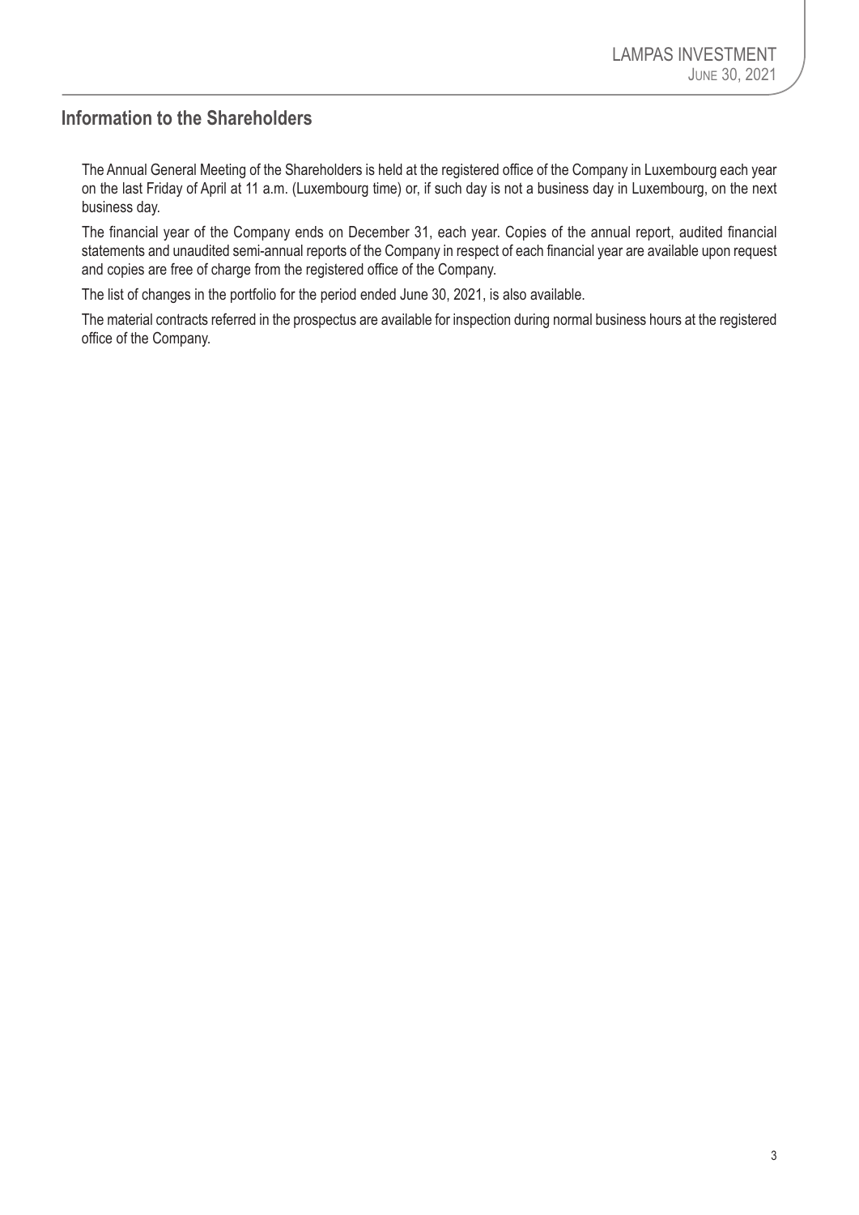## Information to the Shareholders

The Annual General Meeting of the Shareholders is held at the registered office of the Company in Luxembourg each year on the last Friday of April at 11 a.m. (Luxembourg time) or, if such day is not a business day in Luxembourg, on the next business day.

The financial year of the Company ends on December 31, each year. Copies of the annual report, audited financial statements and unaudited semi-annual reports of the Company in respect of each financial year are available upon request and copies are free of charge from the registered office of the Company.

The list of changes in the portfolio for the period ended June 30, 2021, is also available.

The material contracts referred in the prospectus are available for inspection during normal business hours at the registered office of the Company.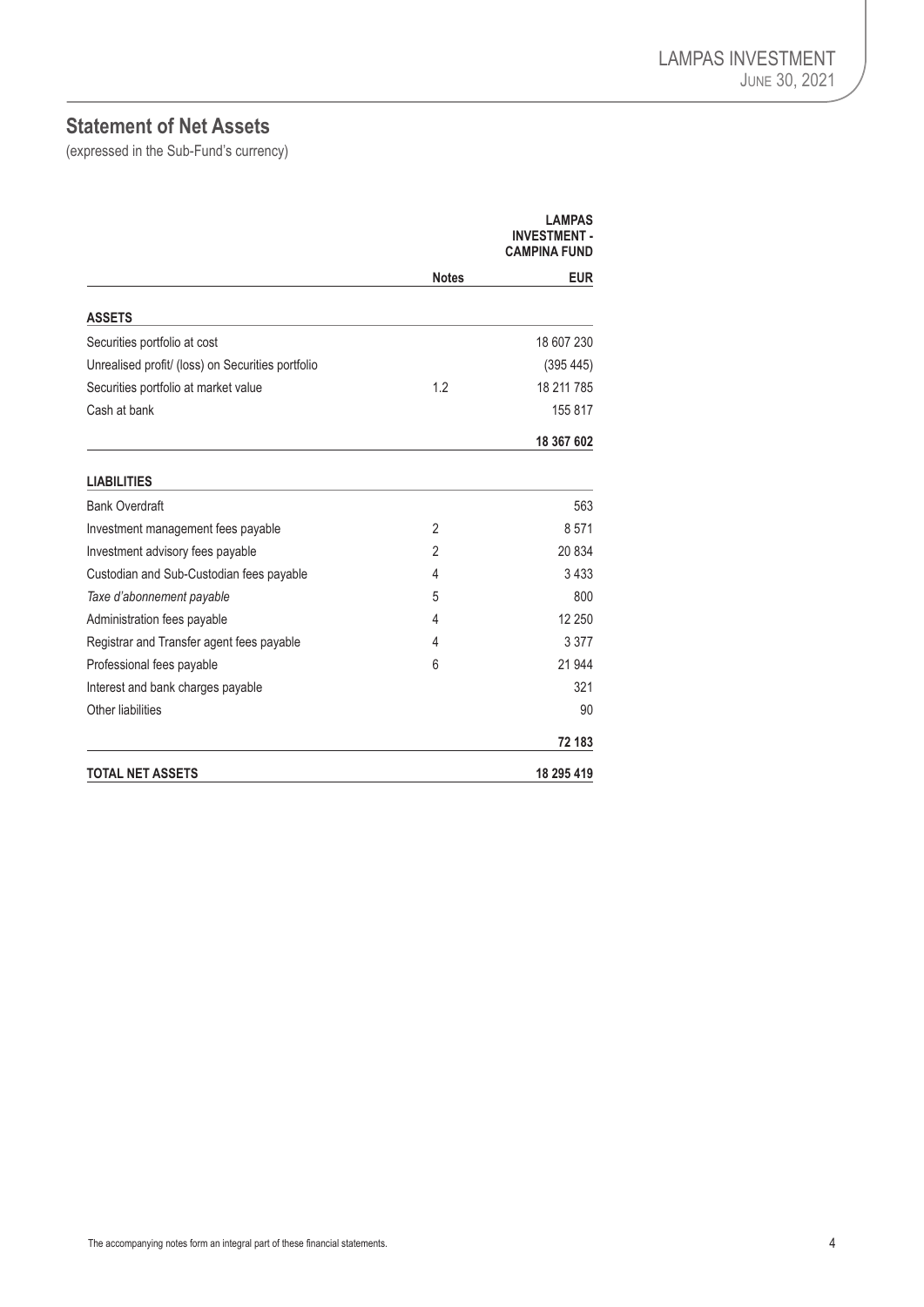# Statement of Net Assets

(expressed in the Sub-Fund's currency)

| | Notes | LAMPAS INVESTMENT - CAMPINA FUND |
|---|---|---|
| | | EUR |
| **ASSETS** | | |
| Securities portfolio at cost | | 18 607 230 |
| Unrealised profit/ (loss) on Securities portfolio | | (395 445) |
| Securities portfolio at market value | 1.2 | 18 211 785 |
| Cash at bank | | 155 817 |
| | | **18 367 602** |
| **LIABILITIES** | | |
| Bank Overdraft | | 563 |
| Investment management fees payable | 2 | 8 571 |
| Investment advisory fees payable | 2 | 20 834 |
| Custodian and Sub-Custodian fees payable | 4 | 3 433 |
| *Taxe d'abonnement payable* | 5 | 800 |
| Administration fees payable | 4 | 12 250 |
| Registrar and Transfer agent fees payable | 4 | 3 377 |
| Professional fees payable | 6 | 21 944 |
| Interest and bank charges payable | | 321 |
| Other liabilities | | 90 |
| | | **72 183** |
| **TOTAL NET ASSETS** | | **18 295 419** |

The accompanying notes form an integral part of these financial statements.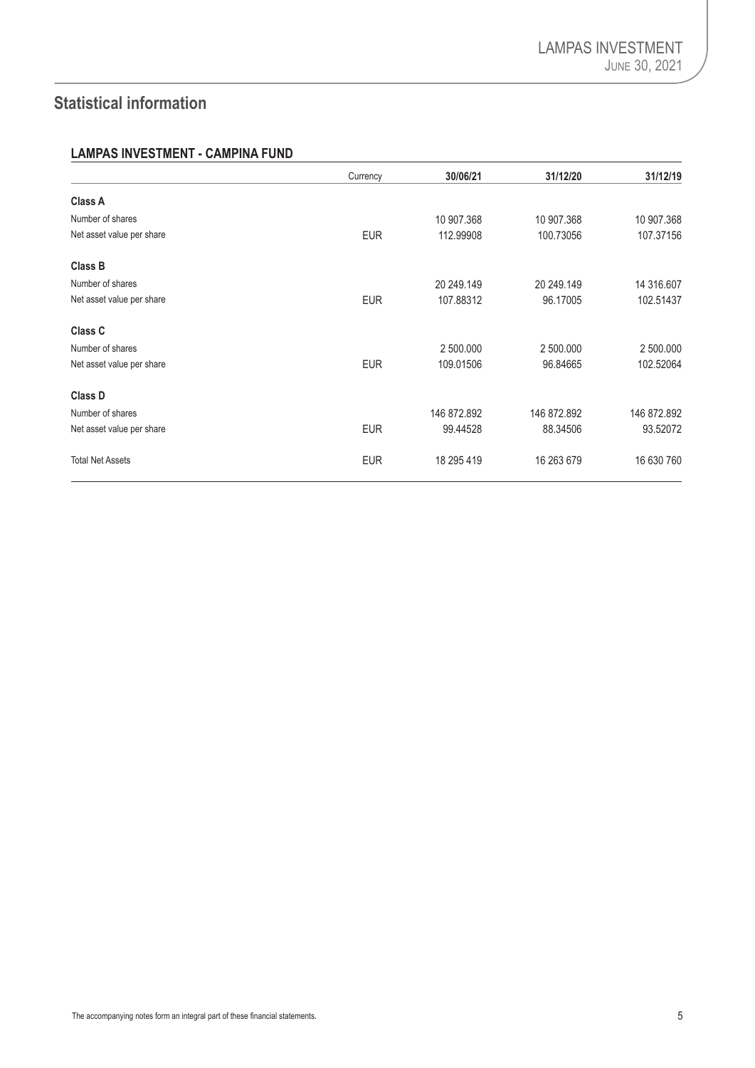# Statistical information

## LAMPAS INVESTMENT - CAMPINA FUND

| | Currency | 30/06/21 | 31/12/20 | 31/12/19 |
|---|---|---|---|---|
| **Class A** | | | | |
| Number of shares | | 10 907.368 | 10 907.368 | 10 907.368 |
| Net asset value per share | EUR | 112.99908 | 100.73056 | 107.37156 |
| **Class B** | | | | |
| Number of shares | | 20 249.149 | 20 249.149 | 14 316.607 |
| Net asset value per share | EUR | 107.88312 | 96.17005 | 102.51437 |
| **Class C** | | | | |
| Number of shares | | 2 500.000 | 2 500.000 | 2 500.000 |
| Net asset value per share | EUR | 109.01506 | 96.84665 | 102.52064 |
| **Class D** | | | | |
| Number of shares | | 146 872.892 | 146 872.892 | 146 872.892 |
| Net asset value per share | EUR | 99.44528 | 88.34506 | 93.52072 |
| Total Net Assets | EUR | 18 295 419 | 16 263 679 | 16 630 760 |

The accompanying notes form an integral part of these financial statements.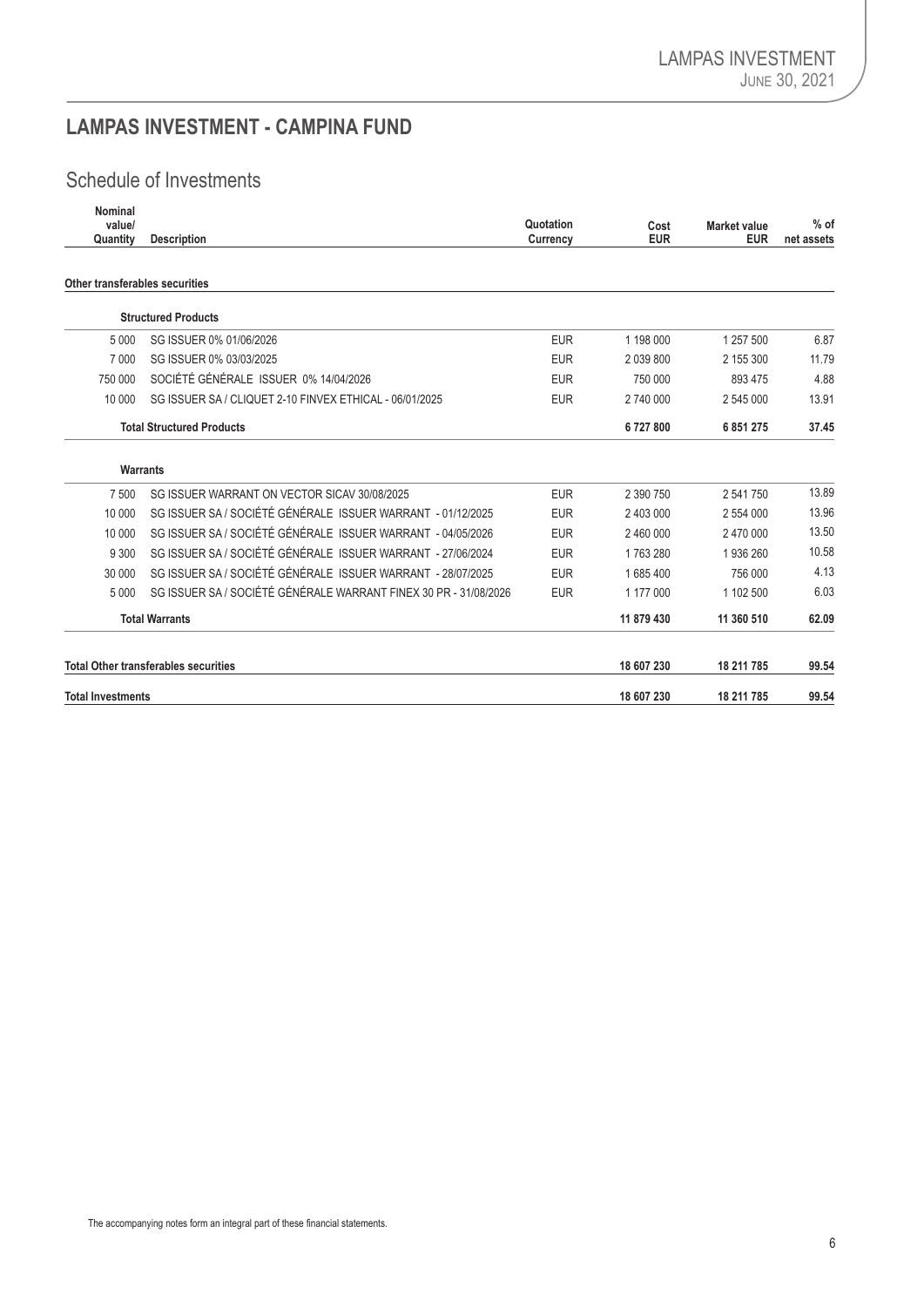## LAMPAS INVESTMENT - CAMPINA FUND

### Schedule of Investments

| Nominal value/ Quantity | Description | Quotation Currency | Cost EUR | Market value EUR | % of net assets |
|---|---|---|---|---|---|
| **Other transferables securities** | | | | | |
| | **Structured Products** | | | | |
| 5 000 | SG ISSUER 0% 01/06/2026 | EUR | 1 198 000 | 1 257 500 | 6.87 |
| 7 000 | SG ISSUER 0% 03/03/2025 | EUR | 2 039 800 | 2 155 300 | 11.79 |
| 750 000 | SOCIÉTÉ GÉNÉRALE ISSUER 0% 14/04/2026 | EUR | 750 000 | 893 475 | 4.88 |
| 10 000 | SG ISSUER SA / CLIQUET 2-10 FINVEX ETHICAL - 06/01/2025 | EUR | 2 740 000 | 2 545 000 | 13.91 |
| | **Total Structured Products** | | **6 727 800** | **6 851 275** | **37.45** |
| | **Warrants** | | | | |
| 7 500 | SG ISSUER WARRANT ON VECTOR SICAV 30/08/2025 | EUR | 2 390 750 | 2 541 750 | 13.89 |
| 10 000 | SG ISSUER SA / SOCIÉTÉ GÉNÉRALE ISSUER WARRANT - 01/12/2025 | EUR | 2 403 000 | 2 554 000 | 13.96 |
| 10 000 | SG ISSUER SA / SOCIÉTÉ GÉNÉRALE ISSUER WARRANT - 04/05/2026 | EUR | 2 460 000 | 2 470 000 | 13.50 |
| 9 300 | SG ISSUER SA / SOCIÉTÉ GÉNÉRALE ISSUER WARRANT - 27/06/2024 | EUR | 1 763 280 | 1 936 260 | 10.58 |
| 30 000 | SG ISSUER SA / SOCIÉTÉ GÉNÉRALE ISSUER WARRANT - 28/07/2025 | EUR | 1 685 400 | 756 000 | 4.13 |
| 5 000 | SG ISSUER SA / SOCIÉTÉ GÉNÉRALE WARRANT FINEX 30 PR - 31/08/2026 | EUR | 1 177 000 | 1 102 500 | 6.03 |
| | **Total Warrants** | | **11 879 430** | **11 360 510** | **62.09** |
| **Total Other transferables securities** | | | **18 607 230** | **18 211 785** | **99.54** |
| **Total Investments** | | | **18 607 230** | **18 211 785** | **99.54** |

The accompanying notes form an integral part of these financial statements.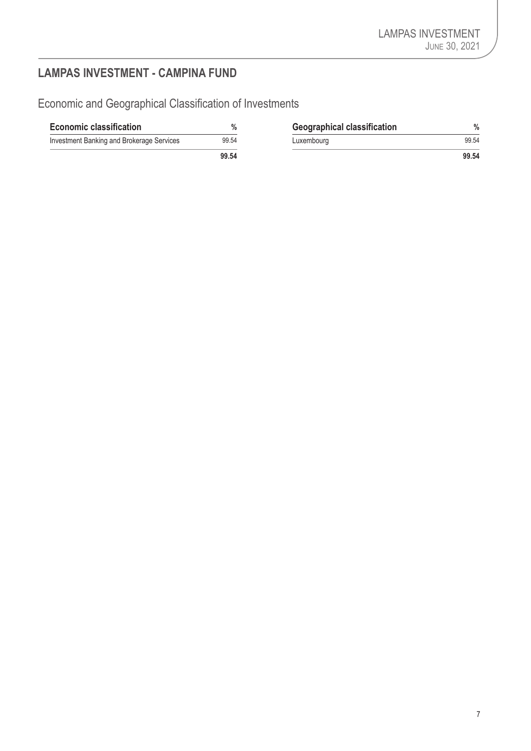## LAMPAS INVESTMENT - CAMPINA FUND

### Economic and Geographical Classification of Investments

| Economic classification | % |
|---|---|
| Investment Banking and Brokerage Services | 99.54 |
| | **99.54** |

| Geographical classification | % |
|---|---|
| Luxembourg | 99.54 |
| | **99.54** |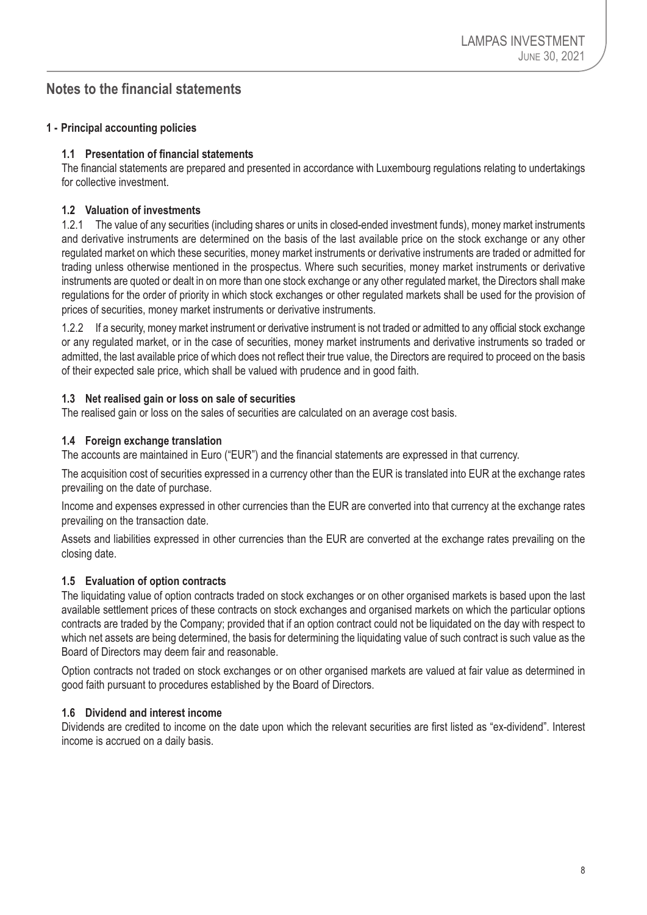## Notes to the financial statements

### 1 - Principal accounting policies

#### 1.1 Presentation of financial statements

The financial statements are prepared and presented in accordance with Luxembourg regulations relating to undertakings for collective investment.

#### 1.2 Valuation of investments

1.2.1 The value of any securities (including shares or units in closed-ended investment funds), money market instruments and derivative instruments are determined on the basis of the last available price on the stock exchange or any other regulated market on which these securities, money market instruments or derivative instruments are traded or admitted for trading unless otherwise mentioned in the prospectus. Where such securities, money market instruments or derivative instruments are quoted or dealt in on more than one stock exchange or any other regulated market, the Directors shall make regulations for the order of priority in which stock exchanges or other regulated markets shall be used for the provision of prices of securities, money market instruments or derivative instruments.

1.2.2 If a security, money market instrument or derivative instrument is not traded or admitted to any official stock exchange or any regulated market, or in the case of securities, money market instruments and derivative instruments so traded or admitted, the last available price of which does not reflect their true value, the Directors are required to proceed on the basis of their expected sale price, which shall be valued with prudence and in good faith.

#### 1.3 Net realised gain or loss on sale of securities

The realised gain or loss on the sales of securities are calculated on an average cost basis.

#### 1.4 Foreign exchange translation

The accounts are maintained in Euro ("EUR") and the financial statements are expressed in that currency.

The acquisition cost of securities expressed in a currency other than the EUR is translated into EUR at the exchange rates prevailing on the date of purchase.

Income and expenses expressed in other currencies than the EUR are converted into that currency at the exchange rates prevailing on the transaction date.

Assets and liabilities expressed in other currencies than the EUR are converted at the exchange rates prevailing on the closing date.

#### 1.5 Evaluation of option contracts

The liquidating value of option contracts traded on stock exchanges or on other organised markets is based upon the last available settlement prices of these contracts on stock exchanges and organised markets on which the particular options contracts are traded by the Company; provided that if an option contract could not be liquidated on the day with respect to which net assets are being determined, the basis for determining the liquidating value of such contract is such value as the Board of Directors may deem fair and reasonable.

Option contracts not traded on stock exchanges or on other organised markets are valued at fair value as determined in good faith pursuant to procedures established by the Board of Directors.

#### 1.6 Dividend and interest income

Dividends are credited to income on the date upon which the relevant securities are first listed as "ex-dividend". Interest income is accrued on a daily basis.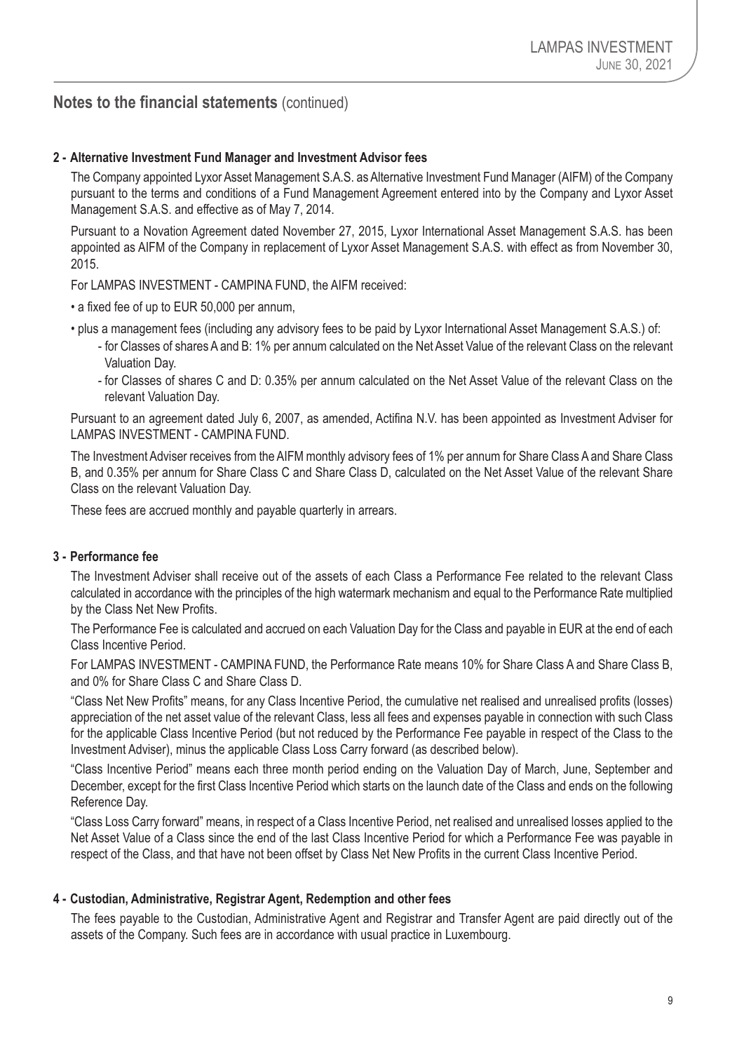## Notes to the financial statements (continued)

### 2 - Alternative Investment Fund Manager and Investment Advisor fees

The Company appointed Lyxor Asset Management S.A.S. as Alternative Investment Fund Manager (AIFM) of the Company pursuant to the terms and conditions of a Fund Management Agreement entered into by the Company and Lyxor Asset Management S.A.S. and effective as of May 7, 2014.

Pursuant to a Novation Agreement dated November 27, 2015, Lyxor International Asset Management S.A.S. has been appointed as AIFM of the Company in replacement of Lyxor Asset Management S.A.S. with effect as from November 30, 2015.

For LAMPAS INVESTMENT - CAMPINA FUND, the AIFM received:

- a fixed fee of up to EUR 50,000 per annum,
- plus a management fees (including any advisory fees to be paid by Lyxor International Asset Management S.A.S.) of:
  - for Classes of shares A and B: 1% per annum calculated on the Net Asset Value of the relevant Class on the relevant Valuation Day.
  - for Classes of shares C and D: 0.35% per annum calculated on the Net Asset Value of the relevant Class on the relevant Valuation Day.

Pursuant to an agreement dated July 6, 2007, as amended, Actifina N.V. has been appointed as Investment Adviser for LAMPAS INVESTMENT - CAMPINA FUND.

The Investment Adviser receives from the AIFM monthly advisory fees of 1% per annum for Share Class A and Share Class B, and 0.35% per annum for Share Class C and Share Class D, calculated on the Net Asset Value of the relevant Share Class on the relevant Valuation Day.

These fees are accrued monthly and payable quarterly in arrears.

### 3 - Performance fee

The Investment Adviser shall receive out of the assets of each Class a Performance Fee related to the relevant Class calculated in accordance with the principles of the high watermark mechanism and equal to the Performance Rate multiplied by the Class Net New Profits.

The Performance Fee is calculated and accrued on each Valuation Day for the Class and payable in EUR at the end of each Class Incentive Period.

For LAMPAS INVESTMENT - CAMPINA FUND, the Performance Rate means 10% for Share Class A and Share Class B, and 0% for Share Class C and Share Class D.

"Class Net New Profits" means, for any Class Incentive Period, the cumulative net realised and unrealised profits (losses) appreciation of the net asset value of the relevant Class, less all fees and expenses payable in connection with such Class for the applicable Class Incentive Period (but not reduced by the Performance Fee payable in respect of the Class to the Investment Adviser), minus the applicable Class Loss Carry forward (as described below).

"Class Incentive Period" means each three month period ending on the Valuation Day of March, June, September and December, except for the first Class Incentive Period which starts on the launch date of the Class and ends on the following Reference Day.

"Class Loss Carry forward" means, in respect of a Class Incentive Period, net realised and unrealised losses applied to the Net Asset Value of a Class since the end of the last Class Incentive Period for which a Performance Fee was payable in respect of the Class, and that have not been offset by Class Net New Profits in the current Class Incentive Period.

### 4 - Custodian, Administrative, Registrar Agent, Redemption and other fees

The fees payable to the Custodian, Administrative Agent and Registrar and Transfer Agent are paid directly out of the assets of the Company. Such fees are in accordance with usual practice in Luxembourg.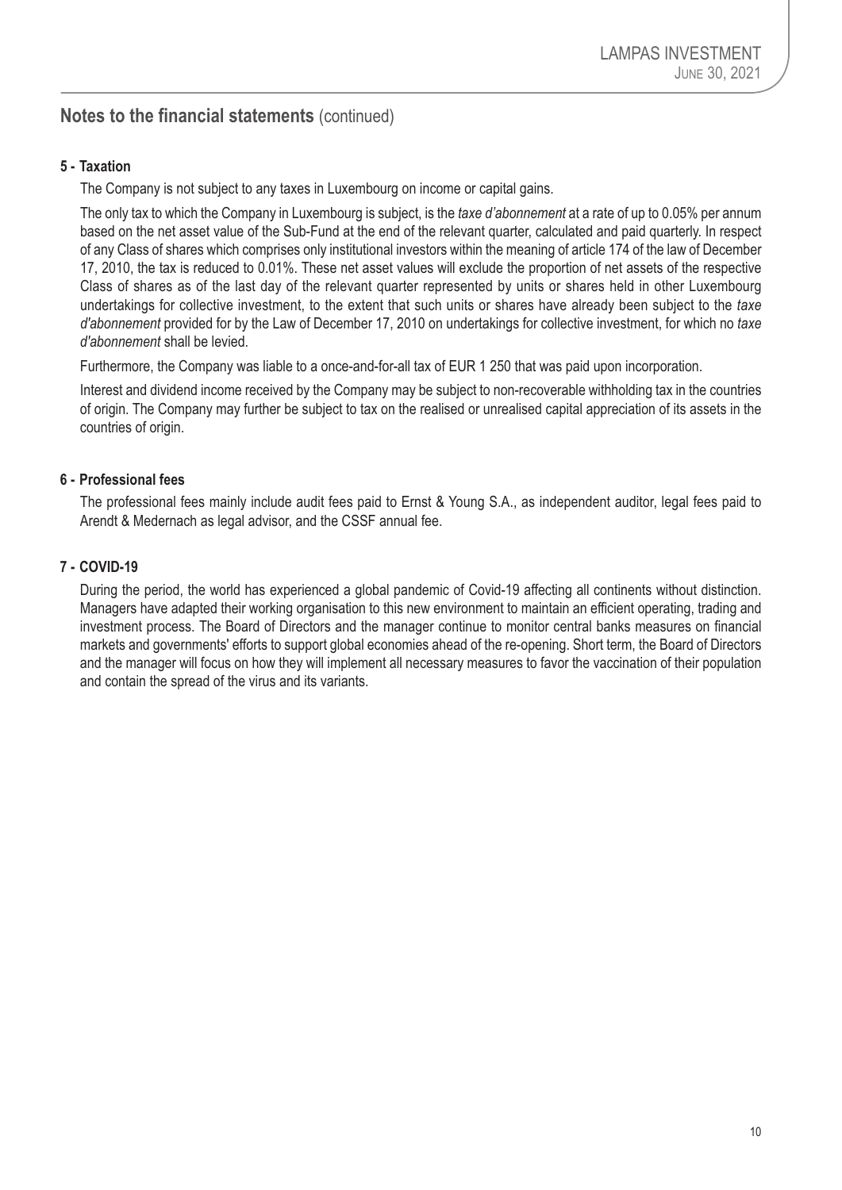## Notes to the financial statements (continued)

### 5 - Taxation

The Company is not subject to any taxes in Luxembourg on income or capital gains.

The only tax to which the Company in Luxembourg is subject, is the *taxe d'abonnement* at a rate of up to 0.05% per annum based on the net asset value of the Sub-Fund at the end of the relevant quarter, calculated and paid quarterly. In respect of any Class of shares which comprises only institutional investors within the meaning of article 174 of the law of December 17, 2010, the tax is reduced to 0.01%. These net asset values will exclude the proportion of net assets of the respective Class of shares as of the last day of the relevant quarter represented by units or shares held in other Luxembourg undertakings for collective investment, to the extent that such units or shares have already been subject to the *taxe d'abonnement* provided for by the Law of December 17, 2010 on undertakings for collective investment, for which no *taxe d'abonnement* shall be levied.

Furthermore, the Company was liable to a once-and-for-all tax of EUR 1 250 that was paid upon incorporation.

Interest and dividend income received by the Company may be subject to non-recoverable withholding tax in the countries of origin. The Company may further be subject to tax on the realised or unrealised capital appreciation of its assets in the countries of origin.

### 6 - Professional fees

The professional fees mainly include audit fees paid to Ernst & Young S.A., as independent auditor, legal fees paid to Arendt & Medernach as legal advisor, and the CSSF annual fee.

### 7 - COVID-19

During the period, the world has experienced a global pandemic of Covid-19 affecting all continents without distinction. Managers have adapted their working organisation to this new environment to maintain an efficient operating, trading and investment process. The Board of Directors and the manager continue to monitor central banks measures on financial markets and governments' efforts to support global economies ahead of the re-opening. Short term, the Board of Directors and the manager will focus on how they will implement all necessary measures to favor the vaccination of their population and contain the spread of the virus and its variants.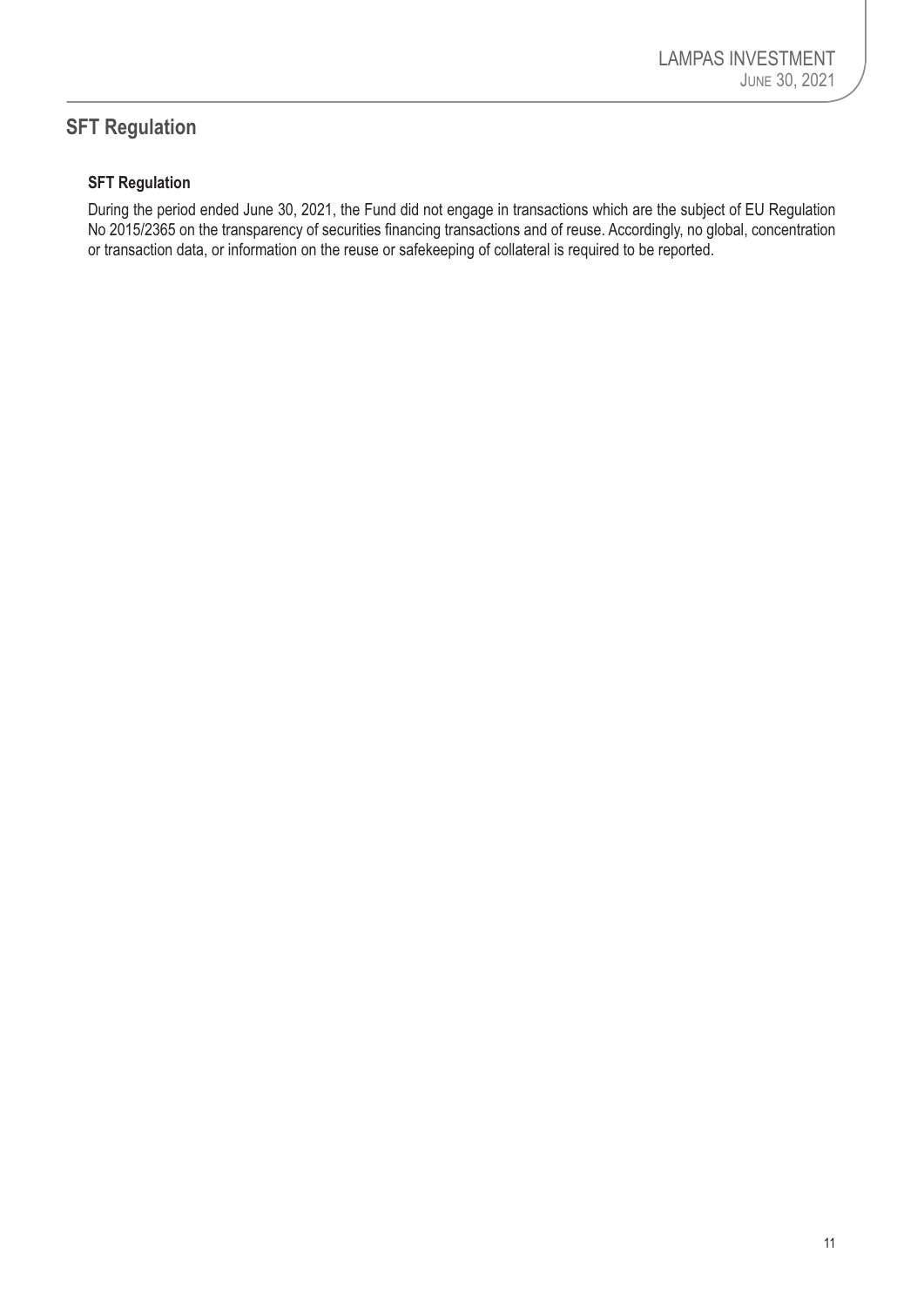## SFT Regulation

### SFT Regulation

During the period ended June 30, 2021, the Fund did not engage in transactions which are the subject of EU Regulation No 2015/2365 on the transparency of securities financing transactions and of reuse. Accordingly, no global, concentration or transaction data, or information on the reuse or safekeeping of collateral is required to be reported.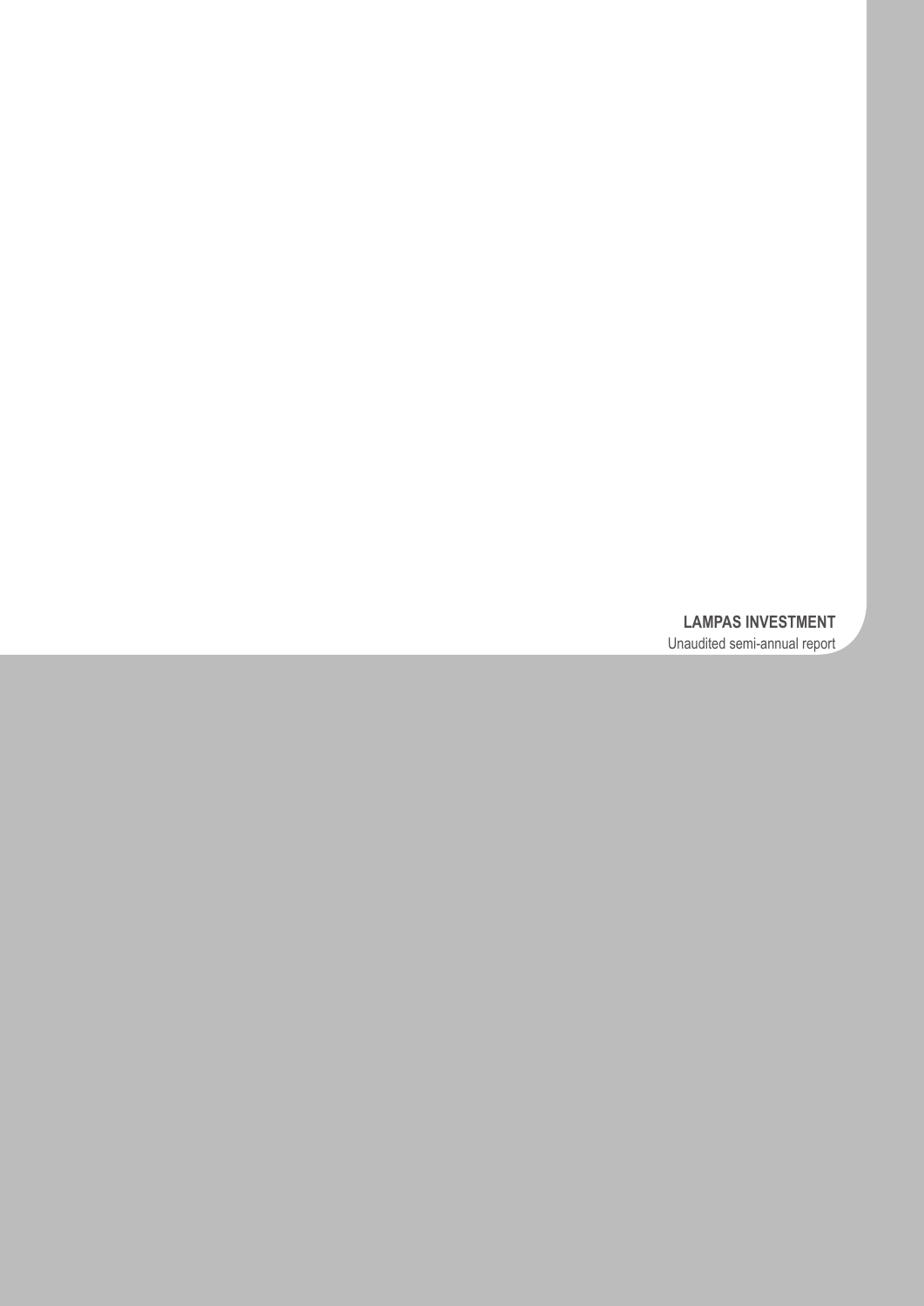**LAMPAS INVESTMENT**

Unaudited semi-annual report